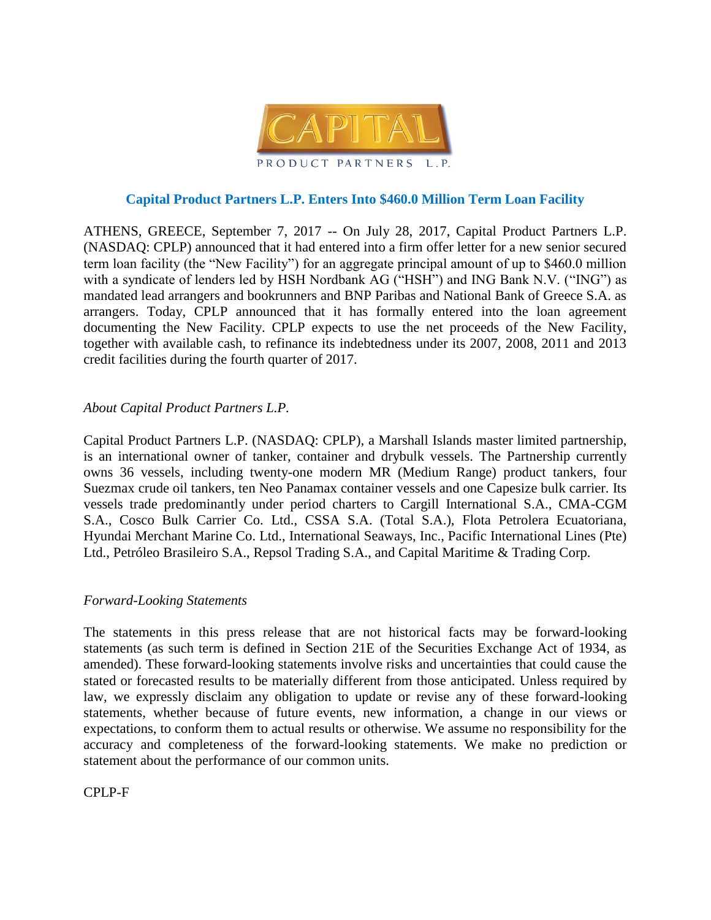CAPITAL

PRODUCT PARTNERS L.P.

## Capital Product Partners L.P. Enters Into $460.0 Million Term Loan Facility

ATHENS, GREECE, September 7, 2017 -- On July 28, 2017, Capital Product Partners L.P. (NASDAQ: CPLP) announced that it had entered into a firm offer letter for a new senior secured term loan facility (the "New Facility") for an aggregate principal amount of up to $460.0 million with a syndicate of lenders led by HSH Nordbank AG ("HSH") and ING Bank N.V. ("ING") as mandated lead arrangers and bookrunners and BNP Paribas and National Bank of Greece S.A. as arrangers. Today, CPLP announced that it has formally entered into the loan agreement documenting the New Facility. CPLP expects to use the net proceeds of the New Facility, together with available cash, to refinance its indebtedness under its 2007, 2008, 2011 and 2013 credit facilities during the fourth quarter of 2017.

*About Capital Product Partners L.P.*

Capital Product Partners L.P. (NASDAQ: CPLP), a Marshall Islands master limited partnership, is an international owner of tanker, container and drybulk vessels. The Partnership currently owns 36 vessels, including twenty-one modern MR (Medium Range) product tankers, four Suezmax crude oil tankers, ten Neo Panamax container vessels and one Capesize bulk carrier. Its vessels trade predominantly under period charters to Cargill International S.A., CMA-CGM S.A., Cosco Bulk Carrier Co. Ltd., CSSA S.A. (Total S.A.), Flota Petrolera Ecuatoriana, Hyundai Merchant Marine Co. Ltd., International Seaways, Inc., Pacific International Lines (Pte) Ltd., Petróleo Brasileiro S.A., Repsol Trading S.A., and Capital Maritime & Trading Corp.

*Forward-Looking Statements*

The statements in this press release that are not historical facts may be forward-looking statements (as such term is defined in Section 21E of the Securities Exchange Act of 1934, as amended). These forward-looking statements involve risks and uncertainties that could cause the stated or forecasted results to be materially different from those anticipated. Unless required by law, we expressly disclaim any obligation to update or revise any of these forward-looking statements, whether because of future events, new information, a change in our views or expectations, to conform them to actual results or otherwise. We assume no responsibility for the accuracy and completeness of the forward-looking statements. We make no prediction or statement about the performance of our common units.

CPLP-F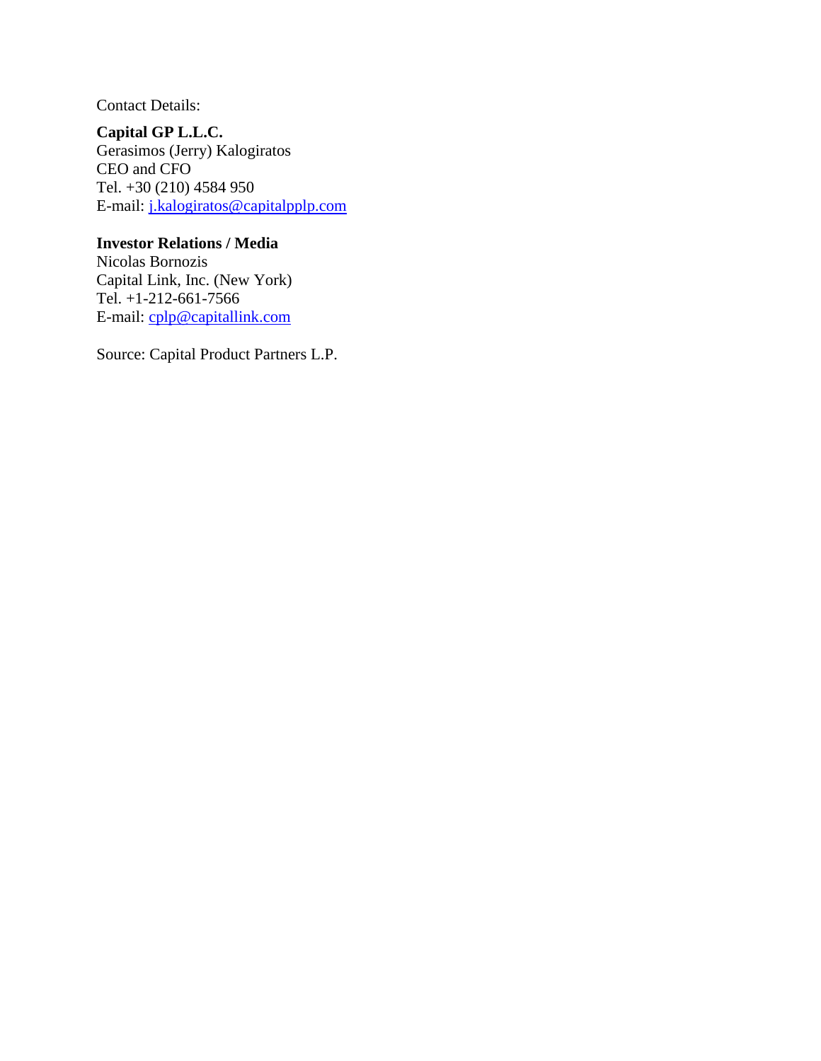Contact Details:

**Capital GP L.L.C.**
Gerasimos (Jerry) Kalogiratos
CEO and CFO
Tel. +30 (210) 4584 950
E-mail: [j.kalogiratos@capitalpplp.com](mailto:j.kalogiratos@capitalpplp.com)

**Investor Relations / Media**
Nicolas Bornozis
Capital Link, Inc. (New York)
Tel. +1-212-661-7566
E-mail: [cplp@capitallink.com](mailto:cplp@capitallink.com)

Source: Capital Product Partners L.P.